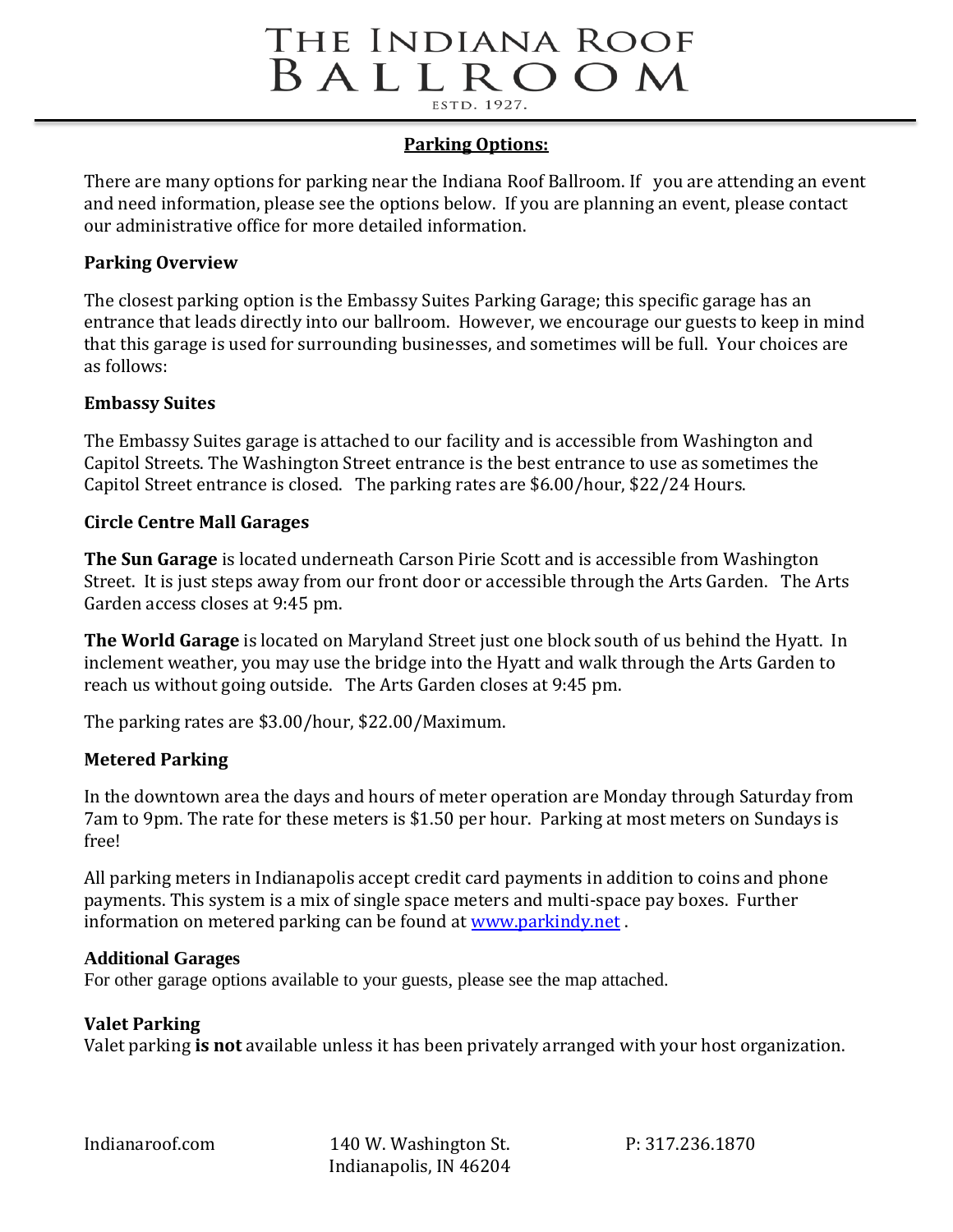# The Indiana Roof Ballroom

ESTD. 1927.

## Parking Options:

There are many options for parking near the Indiana Roof Ballroom. If you are attending an event and need information, please see the options below. If you are planning an event, please contact our administrative office for more detailed information.

### Parking Overview

The closest parking option is the Embassy Suites Parking Garage; this specific garage has an entrance that leads directly into our ballroom. However, we encourage our guests to keep in mind that this garage is used for surrounding businesses, and sometimes will be full. Your choices are as follows:

### Embassy Suites

The Embassy Suites garage is attached to our facility and is accessible from Washington and Capitol Streets. The Washington Street entrance is the best entrance to use as sometimes the Capitol Street entrance is closed. The parking rates are $6.00/hour, $22/24 Hours.

### Circle Centre Mall Garages

**The Sun Garage** is located underneath Carson Pirie Scott and is accessible from Washington Street. It is just steps away from our front door or accessible through the Arts Garden. The Arts Garden access closes at 9:45 pm.

**The World Garage** is located on Maryland Street just one block south of us behind the Hyatt. In inclement weather, you may use the bridge into the Hyatt and walk through the Arts Garden to reach us without going outside. The Arts Garden closes at 9:45 pm.

The parking rates are $3.00/hour, $22.00/Maximum.

### Metered Parking

In the downtown area the days and hours of meter operation are Monday through Saturday from 7am to 9pm. The rate for these meters is $1.50 per hour. Parking at most meters on Sundays is free!

All parking meters in Indianapolis accept credit card payments in addition to coins and phone payments. This system is a mix of single space meters and multi-space pay boxes. Further information on metered parking can be found at www.parkindy.net .

### Additional Garages

For other garage options available to your guests, please see the map attached.

### Valet Parking

Valet parking **is not** available unless it has been privately arranged with your host organization.

Indianaroof.com    140 W. Washington St. Indianapolis, IN 46204    P: 317.236.1870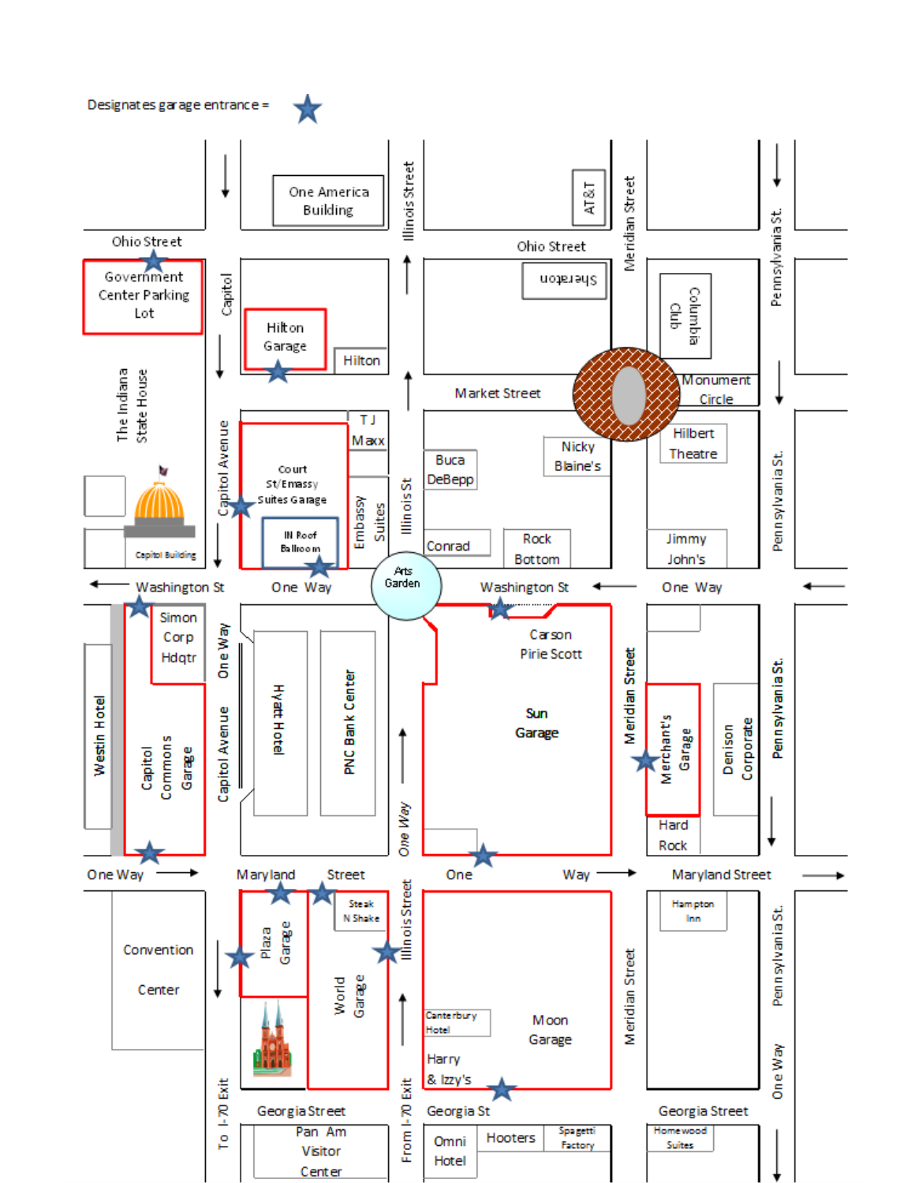Designates garage entrance = ★

Ohio Street

One America Building

Illinois Street

AT&T

Meridian Street

Ohio Street

Pennsylvania St.

Government Center Parking Lot

Capitol

Hilton Garage

Hilton

Sheraton

Columbia Club

Monument Circle

Market Street

The Indiana State House

Capitol Avenue

T J Maxx

Court St/Emassy Suites Garage

IN Roof Ballroom

Embassy Suites

Illinois St

Buca DeBepp

Nicky Blaine's

Hilbert Theatre

Conrad

Rock Bottom

Jimmy John's

Pennsylvania St.

Capitol Building

Washington St

One Way

Arts Garden

Washington St

One Way

Simon Corp Hdqtr

One Way

Westin Hotel

Capitol Commons Garage

Capitol Avenue

Hyatt Hotel

PNC Bank Center

One Way

Carson Pirie Scott

Sun Garage

Meridian Street

Merchant's Garage

Denison Corporate

Pennsylvania St.

Hard Rock

One Way

Maryland Street

One Way

Maryland Street

Convention Center

Plaza Garage

Steak N Shake

World Garage

Illinois Street

Canterbury Hotel

Moon Garage

Harry & Izzy's

Meridian Street

Hampton Inn

Pennsylvania St.

One Way

To I-70 Exit

Georgia Street

From I-70 Exit

Georgia St

Georgia Street

Pan Am Visitor Center

Omni Hotel

Hooters

Spagetti Factory

Homewood Suites